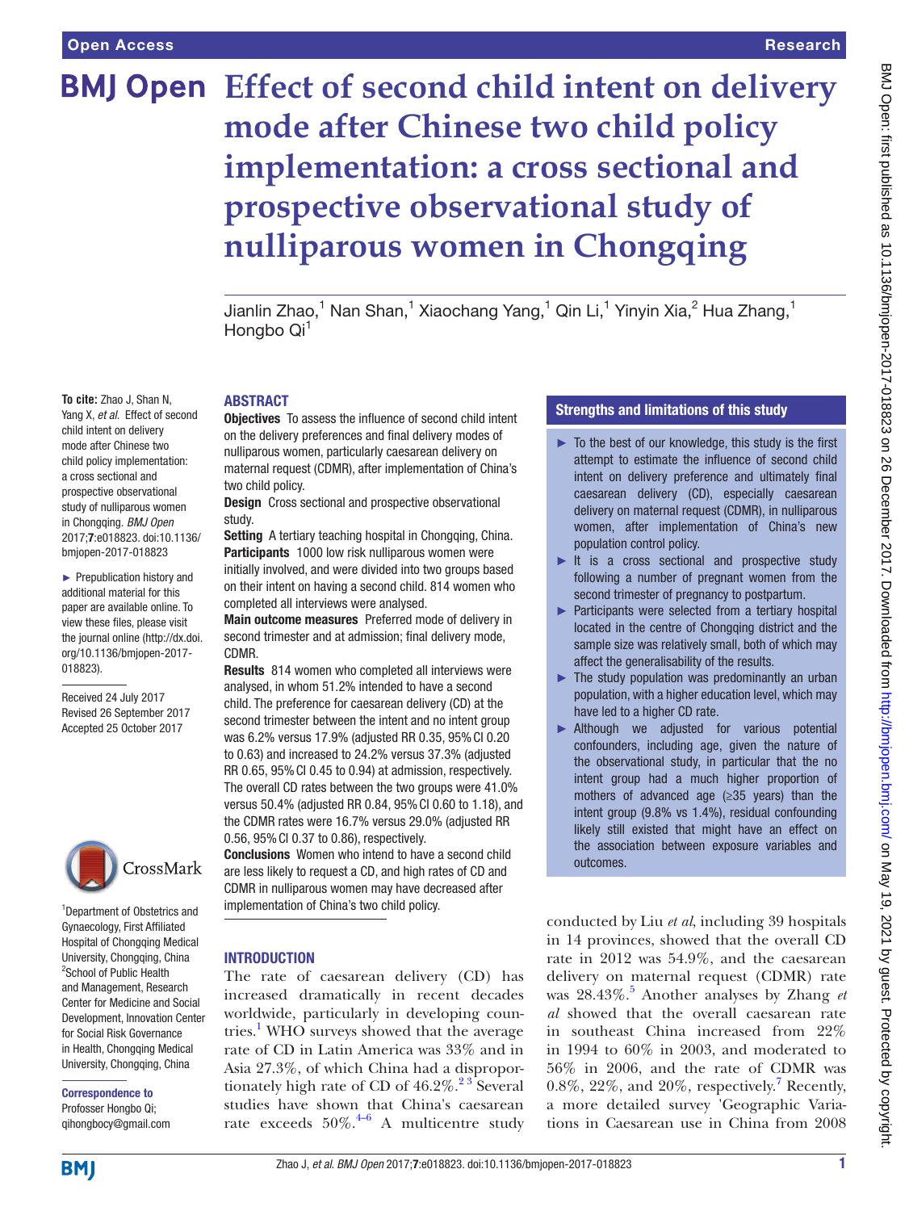# Effect of second child intent on delivery mode after Chinese two child policy implementation: a cross sectional and prospective observational study of nulliparous women in Chongqing

Jianlin Zhao,[1] Nan Shan,[1] Xiaochang Yang,[1] Qin Li,[1] Yinyin Xia,[2] Hua Zhang,[1] Hongbo Qi[1]

**To cite:** Zhao J, Shan N, Yang X, *et al*. Effect of second child intent on delivery mode after Chinese two child policy implementation: a cross sectional and prospective observational study of nulliparous women in Chongqing. *BMJ Open* 2017;**7**:e018823. doi:10.1136/bmjopen-2017-018823

► Prepublication history and additional material for this paper are available online. To view these files, please visit the journal online (http://dx.doi.org/10.1136/bmjopen-2017-018823).

Received 24 July 2017
Revised 26 September 2017
Accepted 25 October 2017

[1]Department of Obstetrics and Gynaecology, First Affiliated Hospital of Chongqing Medical University, Chongqing, China
[2]School of Public Health and Management, Research Center for Medicine and Social Development, Innovation Center for Social Risk Governance in Health, Chongqing Medical University, Chongqing, China

**Correspondence to**
Professer Hongbo Qi; qihongbocy@gmail.com

## ABSTRACT

**Objectives** To assess the influence of second child intent on the delivery preferences and final delivery modes of nulliparous women, particularly caesarean delivery on maternal request (CDMR), after implementation of China's two child policy.

**Design** Cross sectional and prospective observational study.

**Setting** A tertiary teaching hospital in Chongqing, China.

**Participants** 1000 low risk nulliparous women were initially involved, and were divided into two groups based on their intent on having a second child. 814 women who completed all interviews were analysed.

**Main outcome measures** Preferred mode of delivery in second trimester and at admission; final delivery mode, CDMR.

**Results** 814 women who completed all interviews were analysed, in whom 51.2% intended to have a second child. The preference for caesarean delivery (CD) at the second trimester between the intent and no intent group was 6.2% versus 17.9% (adjusted RR 0.35, 95% CI 0.20 to 0.63) and increased to 24.2% versus 37.3% (adjusted RR 0.65, 95% CI 0.45 to 0.94) at admission, respectively. The overall CD rates between the two groups were 41.0% versus 50.4% (adjusted RR 0.84, 95% CI 0.60 to 1.18), and the CDMR rates were 16.7% versus 29.0% (adjusted RR 0.56, 95% CI 0.37 to 0.86), respectively.

**Conclusions** Women who intend to have a second child are less likely to request a CD, and high rates of CD and CDMR in nulliparous women may have decreased after implementation of China's two child policy.

## Strengths and limitations of this study

- ► To the best of our knowledge, this study is the first attempt to estimate the influence of second child intent on delivery preference and ultimately final caesarean delivery (CD), especially caesarean delivery on maternal request (CDMR), in nulliparous women, after implementation of China's new population control policy.
- ► It is a cross sectional and prospective study following a number of pregnant women from the second trimester of pregnancy to postpartum.
- ► Participants were selected from a tertiary hospital located in the centre of Chongqing district and the sample size was relatively small, both of which may affect the generalisability of the results.
- ► The study population was predominantly an urban population, with a higher education level, which may have led to a higher CD rate.
- ► Although we adjusted for various potential confounders, including age, given the nature of the observational study, in particular that the no intent group had a much higher proportion of mothers of advanced age (≥35 years) than the intent group (9.8% vs 1.4%), residual confounding likely still existed that might have an effect on the association between exposure variables and outcomes.

## INTRODUCTION

The rate of caesarean delivery (CD) has increased dramatically in recent decades worldwide, particularly in developing countries.[1] WHO surveys showed that the average rate of CD in Latin America was 33% and in Asia 27.3%, of which China had a disproportionately high rate of CD of 46.2%.[2,3] Several studies have shown that China's caesarean rate exceeds 50%.[4–6] A multicentre study conducted by Liu *et al*, including 39 hospitals in 14 provinces, showed that the overall CD rate in 2012 was 54.9%, and the caesarean delivery on maternal request (CDMR) rate was 28.43%.[5] Another analyses by Zhang *et al* showed that the overall caesarean rate in southeast China increased from 22% in 1994 to 60% in 2003, and moderated to 56% in 2006, and the rate of CDMR was 0.8%, 22%, and 20%, respectively.[7] Recently, a more detailed survey 'Geographic Variations in Caesarean use in China from 2008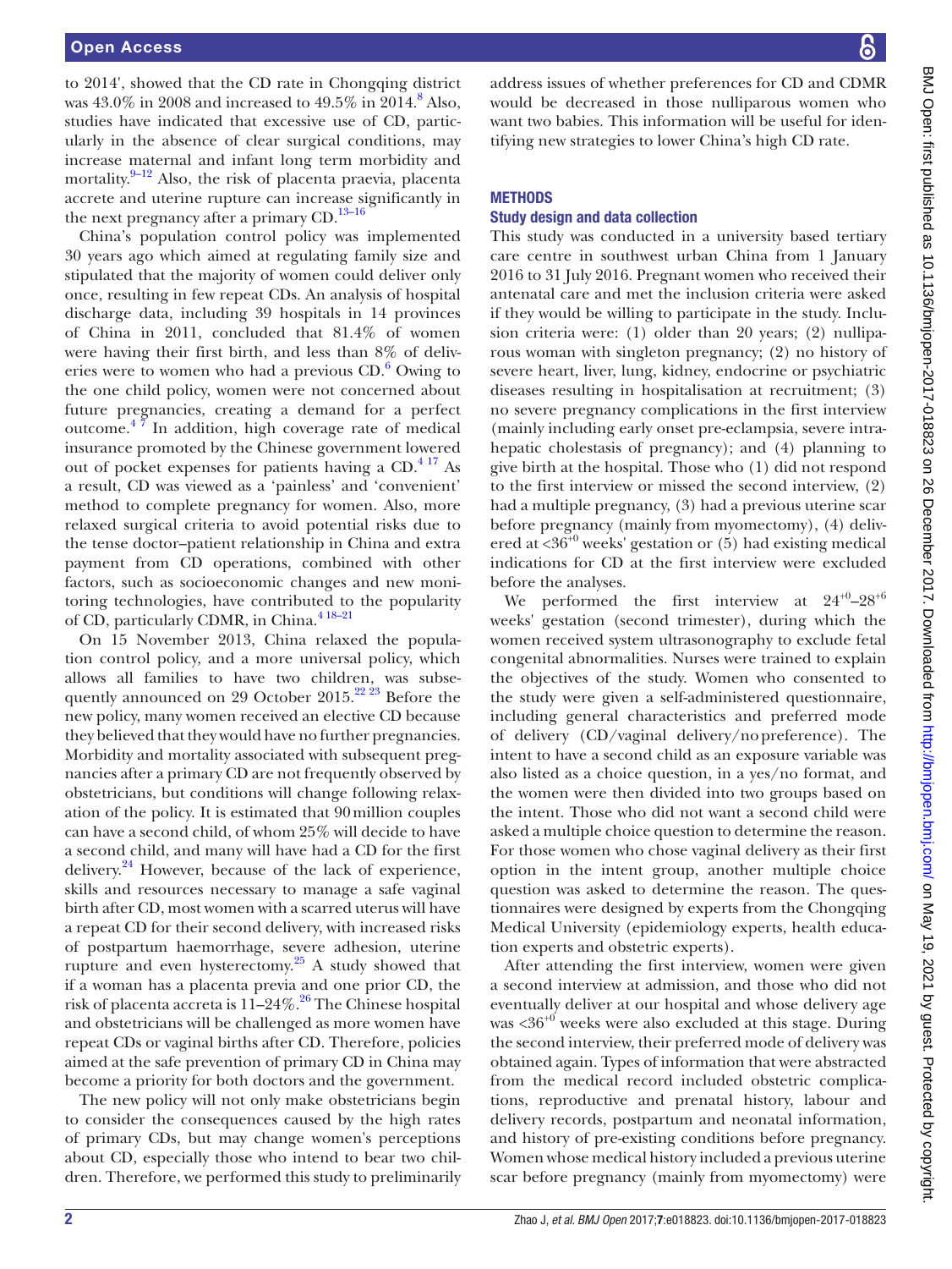to 2014', showed that the CD rate in Chongqing district was 43.0% in 2008 and increased to 49.5% in 2014.[8] Also, studies have indicated that excessive use of CD, particularly in the absence of clear surgical conditions, may increase maternal and infant long term morbidity and mortality.[9–12] Also, the risk of placenta praevia, placenta accrete and uterine rupture can increase significantly in the next pregnancy after a primary CD.[13–16]

China's population control policy was implemented 30 years ago which aimed at regulating family size and stipulated that the majority of women could deliver only once, resulting in few repeat CDs. An analysis of hospital discharge data, including 39 hospitals in 14 provinces of China in 2011, concluded that 81.4% of women were having their first birth, and less than 8% of deliveries were to women who had a previous CD.[6] Owing to the one child policy, women were not concerned about future pregnancies, creating a demand for a perfect outcome.[4 7] In addition, high coverage rate of medical insurance promoted by the Chinese government lowered out of pocket expenses for patients having a CD.[4 17] As a result, CD was viewed as a 'painless' and 'convenient' method to complete pregnancy for women. Also, more relaxed surgical criteria to avoid potential risks due to the tense doctor–patient relationship in China and extra payment from CD operations, combined with other factors, such as socioeconomic changes and new monitoring technologies, have contributed to the popularity of CD, particularly CDMR, in China.[4 18–21]

On 15 November 2013, China relaxed the population control policy, and a more universal policy, which allows all families to have two children, was subsequently announced on 29 October 2015.[22 23] Before the new policy, many women received an elective CD because they believed that they would have no further pregnancies. Morbidity and mortality associated with subsequent pregnancies after a primary CD are not frequently observed by obstetricians, but conditions will change following relaxation of the policy. It is estimated that 90 million couples can have a second child, of whom 25% will decide to have a second child, and many will have had a CD for the first delivery.[24] However, because of the lack of experience, skills and resources necessary to manage a safe vaginal birth after CD, most women with a scarred uterus will have a repeat CD for their second delivery, with increased risks of postpartum haemorrhage, severe adhesion, uterine rupture and even hysterectomy.[25] A study showed that if a woman has a placenta previa and one prior CD, the risk of placenta accreta is 11–24%.[26] The Chinese hospital and obstetricians will be challenged as more women have repeat CDs or vaginal births after CD. Therefore, policies aimed at the safe prevention of primary CD in China may become a priority for both doctors and the government.

The new policy will not only make obstetricians begin to consider the consequences caused by the high rates of primary CDs, but may change women's perceptions about CD, especially those who intend to bear two children. Therefore, we performed this study to preliminarily address issues of whether preferences for CD and CDMR would be decreased in those nulliparous women who want two babies. This information will be useful for identifying new strategies to lower China's high CD rate.

## METHODS

### Study design and data collection

This study was conducted in a university based tertiary care centre in southwest urban China from 1 January 2016 to 31 July 2016. Pregnant women who received their antenatal care and met the inclusion criteria were asked if they would be willing to participate in the study. Inclusion criteria were: (1) older than 20 years; (2) nulliparous woman with singleton pregnancy; (2) no history of severe heart, liver, lung, kidney, endocrine or psychiatric diseases resulting in hospitalisation at recruitment; (3) no severe pregnancy complications in the first interview (mainly including early onset pre-eclampsia, severe intrahepatic cholestasis of pregnancy); and (4) planning to give birth at the hospital. Those who (1) did not respond to the first interview or missed the second interview, (2) had a multiple pregnancy, (3) had a previous uterine scar before pregnancy (mainly from myomectomy), (4) delivered at $<36^{+0}$ weeks' gestation or (5) had existing medical indications for CD at the first interview were excluded before the analyses.

We performed the first interview at $24^{+0}$–$28^{+6}$ weeks' gestation (second trimester), during which the women received system ultrasonography to exclude fetal congenital abnormalities. Nurses were trained to explain the objectives of the study. Women who consented to the study were given a self-administered questionnaire, including general characteristics and preferred mode of delivery (CD/vaginal delivery/no preference). The intent to have a second child as an exposure variable was also listed as a choice question, in a yes/no format, and the women were then divided into two groups based on the intent. Those who did not want a second child were asked a multiple choice question to determine the reason. For those women who chose vaginal delivery as their first option in the intent group, another multiple choice question was asked to determine the reason. The questionnaires were designed by experts from the Chongqing Medical University (epidemiology experts, health education experts and obstetric experts).

After attending the first interview, women were given a second interview at admission, and those who did not eventually deliver at our hospital and whose delivery age was $<36^{+0}$ weeks were also excluded at this stage. During the second interview, their preferred mode of delivery was obtained again. Types of information that were abstracted from the medical record included obstetric complications, reproductive and prenatal history, labour and delivery records, postpartum and neonatal information, and history of pre-existing conditions before pregnancy. Women whose medical history included a previous uterine scar before pregnancy (mainly from myomectomy) were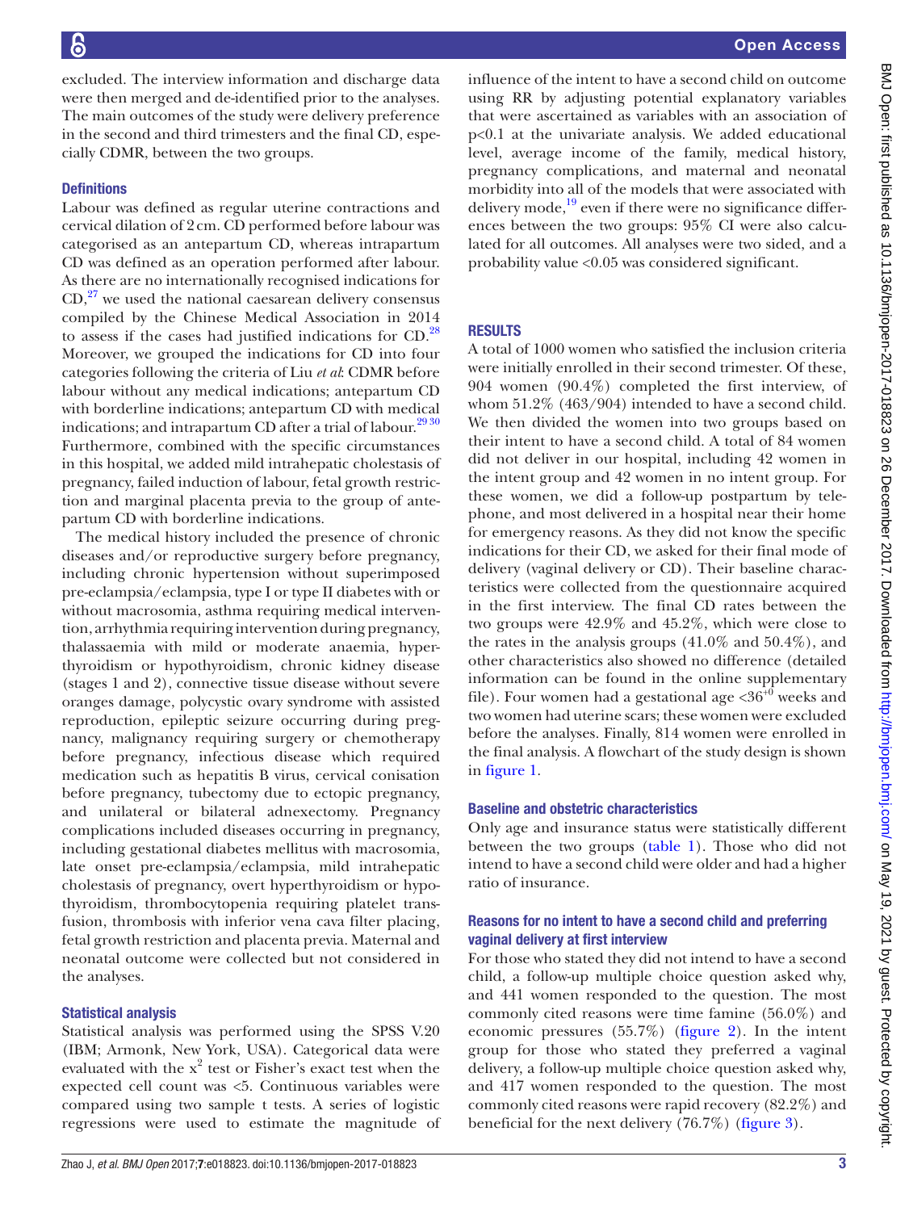excluded. The interview information and discharge data were then merged and de-identified prior to the analyses. The main outcomes of the study were delivery preference in the second and third trimesters and the final CD, especially CDMR, between the two groups.

### Definitions

Labour was defined as regular uterine contractions and cervical dilation of 2 cm. CD performed before labour was categorised as an antepartum CD, whereas intrapartum CD was defined as an operation performed after labour. As there are no internationally recognised indications for CD,[27] we used the national caesarean delivery consensus compiled by the Chinese Medical Association in 2014 to assess if the cases had justified indications for CD.[28] Moreover, we grouped the indications for CD into four categories following the criteria of Liu *et al*: CDMR before labour without any medical indications; antepartum CD with borderline indications; antepartum CD with medical indications; and intrapartum CD after a trial of labour.[29 30] Furthermore, combined with the specific circumstances in this hospital, we added mild intrahepatic cholestasis of pregnancy, failed induction of labour, fetal growth restriction and marginal placenta previa to the group of antepartum CD with borderline indications.

The medical history included the presence of chronic diseases and/or reproductive surgery before pregnancy, including chronic hypertension without superimposed pre-eclampsia/eclampsia, type I or type II diabetes with or without macrosomia, asthma requiring medical intervention, arrhythmia requiring intervention during pregnancy, thalassaemia with mild or moderate anaemia, hyperthyroidism or hypothyroidism, chronic kidney disease (stages 1 and 2), connective tissue disease without severe oranges damage, polycystic ovary syndrome with assisted reproduction, epileptic seizure occurring during pregnancy, malignancy requiring surgery or chemotherapy before pregnancy, infectious disease which required medication such as hepatitis B virus, cervical conisation before pregnancy, tubectomy due to ectopic pregnancy, and unilateral or bilateral adnexectomy. Pregnancy complications included diseases occurring in pregnancy, including gestational diabetes mellitus with macrosomia, late onset pre-eclampsia/eclampsia, mild intrahepatic cholestasis of pregnancy, overt hyperthyroidism or hypothyroidism, thrombocytopenia requiring platelet transfusion, thrombosis with inferior vena cava filter placing, fetal growth restriction and placenta previa. Maternal and neonatal outcome were collected but not considered in the analyses.

### Statistical analysis

Statistical analysis was performed using the SPSS V.20 (IBM; Armonk, New York, USA). Categorical data were evaluated with the $x^2$ test or Fisher's exact test when the expected cell count was <5. Continuous variables were compared using two sample t tests. A series of logistic regressions were used to estimate the magnitude of influence of the intent to have a second child on outcome using RR by adjusting potential explanatory variables that were ascertained as variables with an association of $p<0.1$ at the univariate analysis. We added educational level, average income of the family, medical history, pregnancy complications, and maternal and neonatal morbidity into all of the models that were associated with delivery mode,[19] even if there were no significance differences between the two groups: 95% CI were also calculated for all outcomes. All analyses were two sided, and a probability value <0.05 was considered significant.

## RESULTS

A total of 1000 women who satisfied the inclusion criteria were initially enrolled in their second trimester. Of these, 904 women (90.4%) completed the first interview, of whom 51.2% (463/904) intended to have a second child. We then divided the women into two groups based on their intent to have a second child. A total of 84 women did not deliver in our hospital, including 42 women in the intent group and 42 women in no intent group. For these women, we did a follow-up postpartum by telephone, and most delivered in a hospital near their home for emergency reasons. As they did not know the specific indications for their CD, we asked for their final mode of delivery (vaginal delivery or CD). Their baseline characteristics were collected from the questionnaire acquired in the first interview. The final CD rates between the two groups were 42.9% and 45.2%, which were close to the rates in the analysis groups (41.0% and 50.4%), and other characteristics also showed no difference (detailed information can be found in the online supplementary file). Four women had a gestational age $<36^{+0}$ weeks and two women had uterine scars; these women were excluded before the analyses. Finally, 814 women were enrolled in the final analysis. A flowchart of the study design is shown in figure 1.

### Baseline and obstetric characteristics

Only age and insurance status were statistically different between the two groups (table 1). Those who did not intend to have a second child were older and had a higher ratio of insurance.

### Reasons for no intent to have a second child and preferring vaginal delivery at first interview

For those who stated they did not intend to have a second child, a follow-up multiple choice question asked why, and 441 women responded to the question. The most commonly cited reasons were time famine (56.0%) and economic pressures (55.7%) (figure 2). In the intent group for those who stated they preferred a vaginal delivery, a follow-up multiple choice question asked why, and 417 women responded to the question. The most commonly cited reasons were rapid recovery (82.2%) and beneficial for the next delivery (76.7%) (figure 3).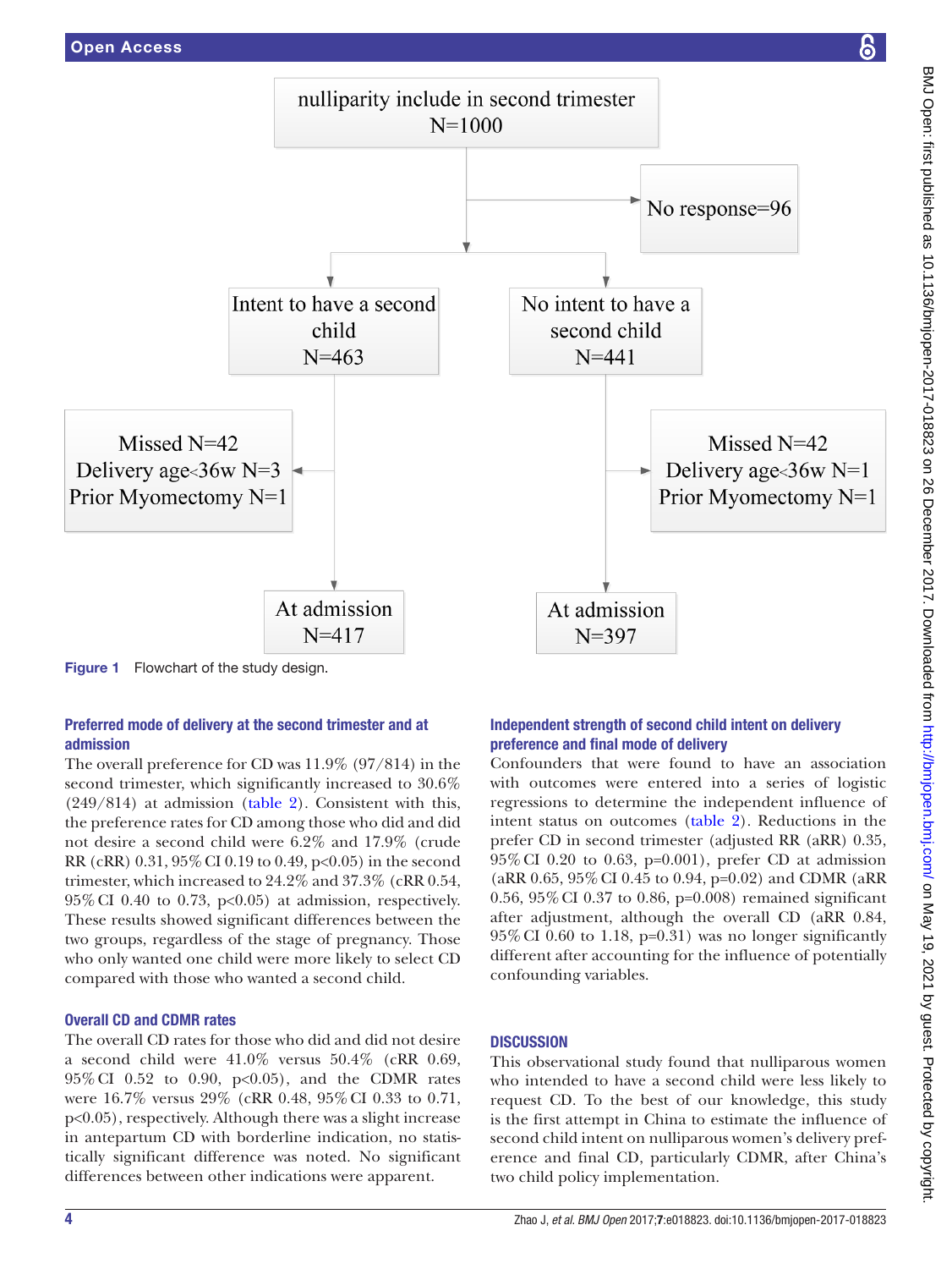```
nulliparity include in second trimester
N=1000
    ├──► No response=96
    │
    ├── Intent to have a second child N=463
    │     ├──► Missed N=42; Delivery age<36w N=3; Prior Myomectomy N=1
    │     └── At admission N=417
    │
    └── No intent to have a second child N=441
          ├──► Missed N=42; Delivery age<36w N=1; Prior Myomectomy N=1
          └── At admission N=397
```

**Figure 1** Flowchart of the study design.

### Preferred mode of delivery at the second trimester and at admission

The overall preference for CD was 11.9% (97/814) in the second trimester, which significantly increased to 30.6% (249/814) at admission (table 2). Consistent with this, the preference rates for CD among those who did and did not desire a second child were 6.2% and 17.9% (crude RR (cRR) 0.31, 95% CI 0.19 to 0.49, $p<0.05$) in the second trimester, which increased to 24.2% and 37.3% (cRR 0.54, 95% CI 0.40 to 0.73, $p<0.05$) at admission, respectively. These results showed significant differences between the two groups, regardless of the stage of pregnancy. Those who only wanted one child were more likely to select CD compared with those who wanted a second child.

### Overall CD and CDMR rates

The overall CD rates for those who did and did not desire a second child were 41.0% versus 50.4% (cRR 0.69, 95% CI 0.52 to 0.90, $p<0.05$), and the CDMR rates were 16.7% versus 29% (cRR 0.48, 95% CI 0.33 to 0.71, $p<0.05$), respectively. Although there was a slight increase in antepartum CD with borderline indication, no statistically significant difference was noted. No significant differences between other indications were apparent.

### Independent strength of second child intent on delivery preference and final mode of delivery

Confounders that were found to have an association with outcomes were entered into a series of logistic regressions to determine the independent influence of intent status on outcomes (table 2). Reductions in the prefer CD in second trimester (adjusted RR (aRR) 0.35, 95% CI 0.20 to 0.63, $p=0.001$), prefer CD at admission (aRR 0.65, 95% CI 0.45 to 0.94, $p=0.02$) and CDMR (aRR 0.56, 95% CI 0.37 to 0.86, $p=0.008$) remained significant after adjustment, although the overall CD (aRR 0.84, 95% CI 0.60 to 1.18, $p=0.31$) was no longer significantly different after accounting for the influence of potentially confounding variables.

## DISCUSSION

This observational study found that nulliparous women who intended to have a second child were less likely to request CD. To the best of our knowledge, this study is the first attempt in China to estimate the influence of second child intent on nulliparous women's delivery preference and final CD, particularly CDMR, after China's two child policy implementation.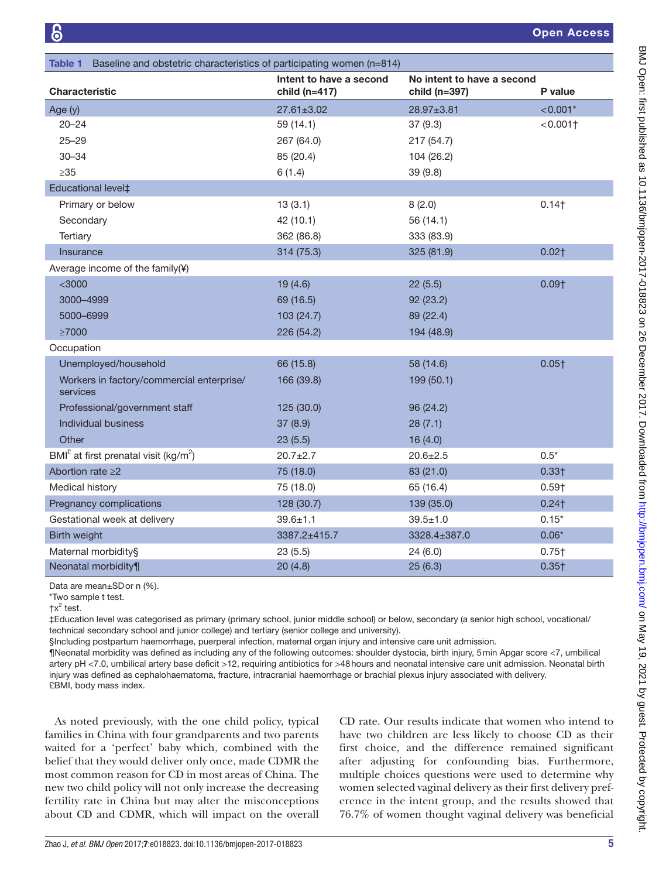**Table 1** Baseline and obstetric characteristics of participating women (n=814)

| Characteristic | Intent to have a second child (n=417) | No intent to have a second child (n=397) | P value |
|---|---|---|---|
| Age (y) | 27.61±3.02 | 28.97±3.81 | <0.001* |
| 20–24 | 59 (14.1) | 37 (9.3) | <0.001† |
| 25–29 | 267 (64.0) | 217 (54.7) | |
| 30–34 | 85 (20.4) | 104 (26.2) | |
| ≥35 | 6 (1.4) | 39 (9.8) | |
| Educational level‡ | | | |
| Primary or below | 13 (3.1) | 8 (2.0) | 0.14† |
| Secondary | 42 (10.1) | 56 (14.1) | |
| Tertiary | 362 (86.8) | 333 (83.9) | |
| Insurance | 314 (75.3) | 325 (81.9) | 0.02† |
| Average income of the family(¥) | | | |
| <3000 | 19 (4.6) | 22 (5.5) | 0.09† |
| 3000–4999 | 69 (16.5) | 92 (23.2) | |
| 5000–6999 | 103 (24.7) | 89 (22.4) | |
| ≥7000 | 226 (54.2) | 194 (48.9) | |
| Occupation | | | |
| Unemployed/household | 66 (15.8) | 58 (14.6) | 0.05† |
| Workers in factory/commercial enterprise/services | 166 (39.8) | 199 (50.1) | |
| Professional/government staff | 125 (30.0) | 96 (24.2) | |
| Individual business | 37 (8.9) | 28 (7.1) | |
| Other | 23 (5.5) | 16 (4.0) | |
| BMI£ at first prenatal visit (kg/m$^2$) | 20.7±2.7 | 20.6±2.5 | 0.5* |
| Abortion rate ≥2 | 75 (18.0) | 83 (21.0) | 0.33† |
| Medical history | 75 (18.0) | 65 (16.4) | 0.59† |
| Pregnancy complications | 128 (30.7) | 139 (35.0) | 0.24† |
| Gestational week at delivery | 39.6±1.1 | 39.5±1.0 | 0.15* |
| Birth weight | 3387.2±415.7 | 3328.4±387.0 | 0.06* |
| Maternal morbidity§ | 23 (5.5) | 24 (6.0) | 0.75† |
| Neonatal morbidity¶ | 20 (4.8) | 25 (6.3) | 0.35† |

Data are mean±SD or n (%).

*Two sample t test.

†$x^2$ test.

‡Education level was categorised as primary (primary school, junior middle school) or below, secondary (a senior high school, vocational/technical secondary school and junior college) and tertiary (senior college and university).

§Including postpartum haemorrhage, puerperal infection, maternal organ injury and intensive care unit admission.

¶Neonatal morbidity was defined as including any of the following outcomes: shoulder dystocia, birth injury, 5 min Apgar score <7, umbilical artery pH <7.0, umbilical artery base deficit >12, requiring antibiotics for >48 hours and neonatal intensive care unit admission. Neonatal birth injury was defined as cephalohaematoma, fracture, intracranial haemorrhage or brachial plexus injury associated with delivery.

£BMI, body mass index.

As noted previously, with the one child policy, typical families in China with four grandparents and two parents waited for a 'perfect' baby which, combined with the belief that they would deliver only once, made CDMR the most common reason for CD in most areas of China. The new two child policy will not only increase the decreasing fertility rate in China but may alter the misconceptions about CD and CDMR, which will impact on the overall CD rate. Our results indicate that women who intend to have two children are less likely to choose CD as their first choice, and the difference remained significant after adjusting for confounding bias. Furthermore, multiple choices questions were used to determine why women selected vaginal delivery as their first delivery preference in the intent group, and the results showed that 76.7% of women thought vaginal delivery was beneficial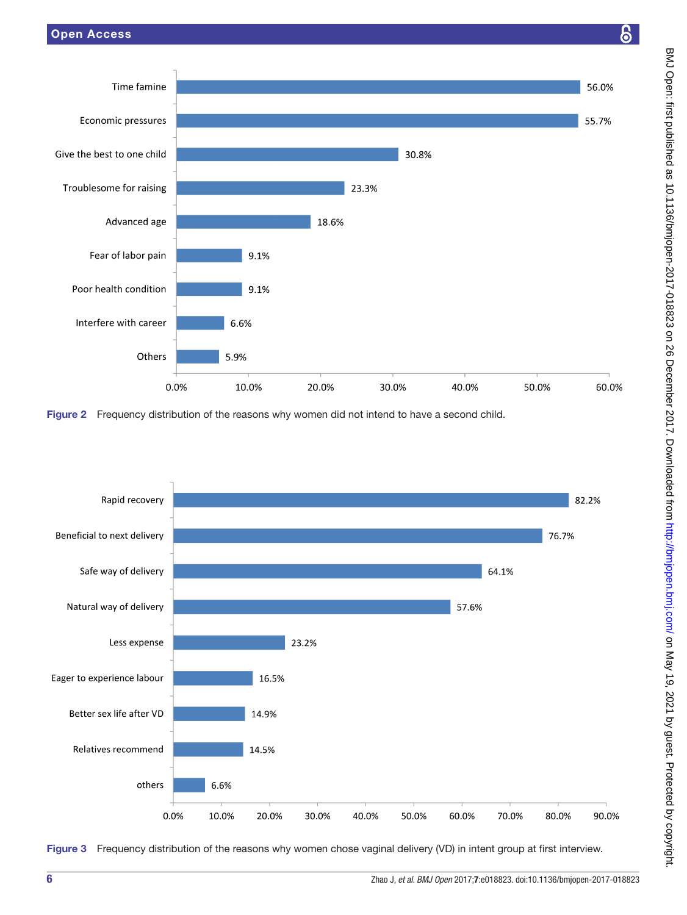| Reason | Percentage |
| --- | --- |
| Time famine | 56.0% |
| Economic pressures | 55.7% |
| Give the best to one child | 30.8% |
| Troublesome for raising | 23.3% |
| Advanced age | 18.6% |
| Fear of labor pain | 9.1% |
| Poor health condition | 9.1% |
| Interfere with career | 6.6% |
| Others | 5.9% |

**Figure 2** Frequency distribution of the reasons why women did not intend to have a second child.

| Reason | Percentage |
| --- | --- |
| Rapid recovery | 82.2% |
| Beneficial to next delivery | 76.7% |
| Safe way of delivery | 64.1% |
| Natural way of delivery | 57.6% |
| Less expense | 23.2% |
| Eager to experience labour | 16.5% |
| Better sex life after VD | 14.9% |
| Relatives recommend | 14.5% |
| others | 6.6% |

**Figure 3** Frequency distribution of the reasons why women chose vaginal delivery (VD) in intent group at first interview.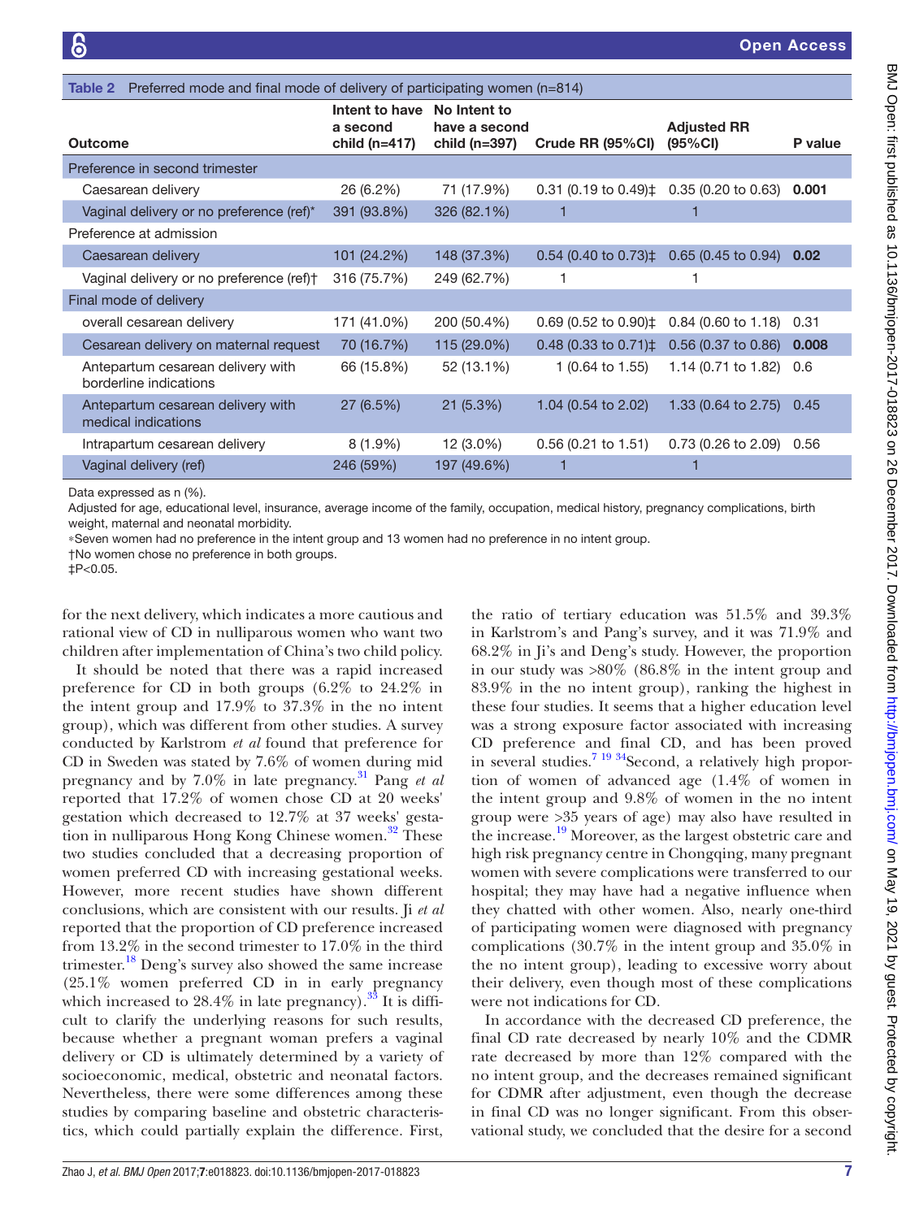Table 2 Preferred mode and final mode of delivery of participating women (n=814)

| Outcome | Intent to have a second child (n=417) | No Intent to have a second child (n=397) | Crude RR (95%CI) | Adjusted RR (95%CI) | P value |
|---|---|---|---|---|---|
| Preference in second trimester | | | | | |
| Caesarean delivery | 26 (6.2%) | 71 (17.9%) | 0.31 (0.19 to 0.49)‡ | 0.35 (0.20 to 0.63) | **0.001** |
| Vaginal delivery or no preference (ref)* | 391 (93.8%) | 326 (82.1%) | 1 | 1 | |
| Preference at admission | | | | | |
| Caesarean delivery | 101 (24.2%) | 148 (37.3%) | 0.54 (0.40 to 0.73)‡ | 0.65 (0.45 to 0.94) | **0.02** |
| Vaginal delivery or no preference (ref)† | 316 (75.7%) | 249 (62.7%) | 1 | 1 | |
| Final mode of delivery | | | | | |
| overall cesarean delivery | 171 (41.0%) | 200 (50.4%) | 0.69 (0.52 to 0.90)‡ | 0.84 (0.60 to 1.18) | 0.31 |
| Cesarean delivery on maternal request | 70 (16.7%) | 115 (29.0%) | 0.48 (0.33 to 0.71)‡ | 0.56 (0.37 to 0.86) | **0.008** |
| Antepartum cesarean delivery with borderline indications | 66 (15.8%) | 52 (13.1%) | 1 (0.64 to 1.55) | 1.14 (0.71 to 1.82) | 0.6 |
| Antepartum cesarean delivery with medical indications | 27 (6.5%) | 21 (5.3%) | 1.04 (0.54 to 2.02) | 1.33 (0.64 to 2.75) | 0.45 |
| Intrapartum cesarean delivery | 8 (1.9%) | 12 (3.0%) | 0.56 (0.21 to 1.51) | 0.73 (0.26 to 2.09) | 0.56 |
| Vaginal delivery (ref) | 246 (59%) | 197 (49.6%) | 1 | 1 | |

Data expressed as n (%).

Adjusted for age, educational level, insurance, average income of the family, occupation, medical history, pregnancy complications, birth weight, maternal and neonatal morbidity.

*Seven women had no preference in the intent group and 13 women had no preference in no intent group.

†No women chose no preference in both groups.

‡P<0.05.

for the next delivery, which indicates a more cautious and rational view of CD in nulliparous women who want two children after implementation of China's two child policy.

It should be noted that there was a rapid increased preference for CD in both groups (6.2% to 24.2% in the intent group and 17.9% to 37.3% in the no intent group), which was different from other studies. A survey conducted by Karlstrom *et al* found that preference for CD in Sweden was stated by 7.6% of women during mid pregnancy and by 7.0% in late pregnancy.[31] Pang *et al* reported that 17.2% of women chose CD at 20 weeks' gestation which decreased to 12.7% at 37 weeks' gestation in nulliparous Hong Kong Chinese women.[32] These two studies concluded that a decreasing proportion of women preferred CD with increasing gestational weeks. However, more recent studies have shown different conclusions, which are consistent with our results. Ji *et al* reported that the proportion of CD preference increased from 13.2% in the second trimester to 17.0% in the third trimester.[18] Deng's survey also showed the same increase (25.1% women preferred CD in in early pregnancy which increased to 28.4% in late pregnancy).[33] It is difficult to clarify the underlying reasons for such results, because whether a pregnant woman prefers a vaginal delivery or CD is ultimately determined by a variety of socioeconomic, medical, obstetric and neonatal factors. Nevertheless, there were some differences among these studies by comparing baseline and obstetric characteristics, which could partially explain the difference. First, the ratio of tertiary education was 51.5% and 39.3% in Karlstrom's and Pang's survey, and it was 71.9% and 68.2% in Ji's and Deng's study. However, the proportion in our study was >80% (86.8% in the intent group and 83.9% in the no intent group), ranking the highest in these four studies. It seems that a higher education level was a strong exposure factor associated with increasing CD preference and final CD, and has been proved in several studies.[7 19 34] Second, a relatively high proportion of women of advanced age (1.4% of women in the intent group and 9.8% of women in the no intent group were >35 years of age) may also have resulted in the increase.[19] Moreover, as the largest obstetric care and high risk pregnancy centre in Chongqing, many pregnant women with severe complications were transferred to our hospital; they may have had a negative influence when they chatted with other women. Also, nearly one-third of participating women were diagnosed with pregnancy complications (30.7% in the intent group and 35.0% in the no intent group), leading to excessive worry about their delivery, even though most of these complications were not indications for CD.

In accordance with the decreased CD preference, the final CD rate decreased by nearly 10% and the CDMR rate decreased by more than 12% compared with the no intent group, and the decreases remained significant for CDMR after adjustment, even though the decrease in final CD was no longer significant. From this observational study, we concluded that the desire for a second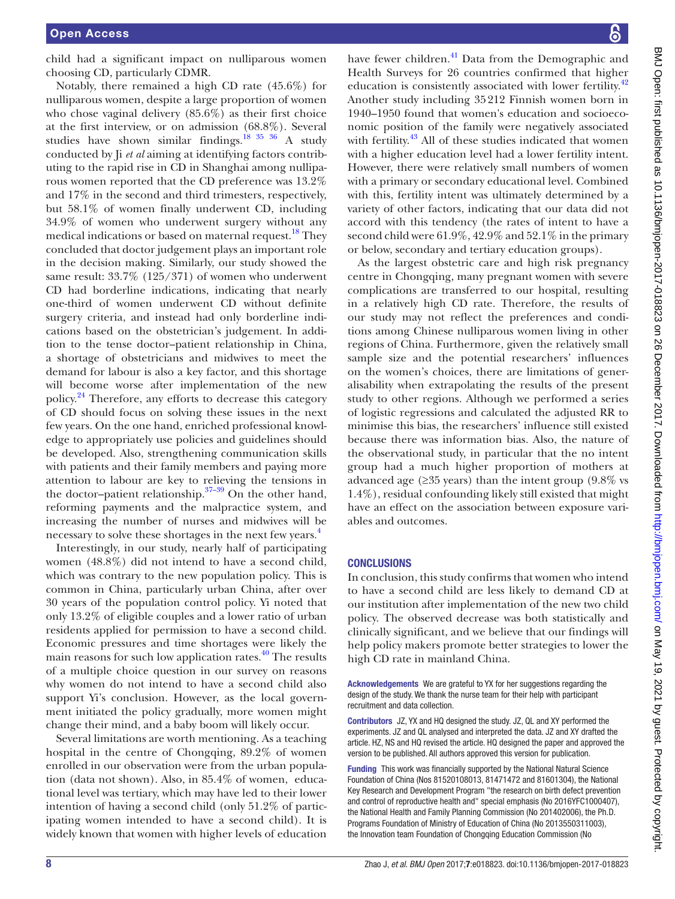child had a significant impact on nulliparous women choosing CD, particularly CDMR.

Notably, there remained a high CD rate (45.6%) for nulliparous women, despite a large proportion of women who chose vaginal delivery (85.6%) as their first choice at the first interview, or on admission (68.8%). Several studies have shown similar findings.[18 35 36] A study conducted by Ji *et al* aiming at identifying factors contributing to the rapid rise in CD in Shanghai among nulliparous women reported that the CD preference was 13.2% and 17% in the second and third trimesters, respectively, but 58.1% of women finally underwent CD, including 34.9% of women who underwent surgery without any medical indications or based on maternal request.[18] They concluded that doctor judgement plays an important role in the decision making. Similarly, our study showed the same result: 33.7% (125/371) of women who underwent CD had borderline indications, indicating that nearly one-third of women underwent CD without definite surgery criteria, and instead had only borderline indications based on the obstetrician's judgement. In addition to the tense doctor–patient relationship in China, a shortage of obstetricians and midwives to meet the demand for labour is also a key factor, and this shortage will become worse after implementation of the new policy.[24] Therefore, any efforts to decrease this category of CD should focus on solving these issues in the next few years. On the one hand, enriched professional knowledge to appropriately use policies and guidelines should be developed. Also, strengthening communication skills with patients and their family members and paying more attention to labour are key to relieving the tensions in the doctor–patient relationship.[37–39] On the other hand, reforming payments and the malpractice system, and increasing the number of nurses and midwives will be necessary to solve these shortages in the next few years.[4]

Interestingly, in our study, nearly half of participating women (48.8%) did not intend to have a second child, which was contrary to the new population policy. This is common in China, particularly urban China, after over 30 years of the population control policy. Yi noted that only 13.2% of eligible couples and a lower ratio of urban residents applied for permission to have a second child. Economic pressures and time shortages were likely the main reasons for such low application rates.[40] The results of a multiple choice question in our survey on reasons why women do not intend to have a second child also support Yi's conclusion. However, as the local government initiated the policy gradually, more women might change their mind, and a baby boom will likely occur.

Several limitations are worth mentioning. As a teaching hospital in the centre of Chongqing, 89.2% of women enrolled in our observation were from the urban population (data not shown). Also, in 85.4% of women, educational level was tertiary, which may have led to their lower intention of having a second child (only 51.2% of participating women intended to have a second child). It is widely known that women with higher levels of education have fewer children.[41] Data from the Demographic and Health Surveys for 26 countries confirmed that higher education is consistently associated with lower fertility.[42] Another study including 35 212 Finnish women born in 1940–1950 found that women's education and socioeconomic position of the family were negatively associated with fertility.[43] All of these studies indicated that women with a higher education level had a lower fertility intent. However, there were relatively small numbers of women with a primary or secondary educational level. Combined with this, fertility intent was ultimately determined by a variety of other factors, indicating that our data did not accord with this tendency (the rates of intent to have a second child were 61.9%, 42.9% and 52.1% in the primary or below, secondary and tertiary education groups).

As the largest obstetric care and high risk pregnancy centre in Chongqing, many pregnant women with severe complications are transferred to our hospital, resulting in a relatively high CD rate. Therefore, the results of our study may not reflect the preferences and conditions among Chinese nulliparous women living in other regions of China. Furthermore, given the relatively small sample size and the potential researchers' influences on the women's choices, there are limitations of generalisability when extrapolating the results of the present study to other regions. Although we performed a series of logistic regressions and calculated the adjusted RR to minimise this bias, the researchers' influence still existed because there was information bias. Also, the nature of the observational study, in particular that the no intent group had a much higher proportion of mothers at advanced age (≥35 years) than the intent group (9.8% vs 1.4%), residual confounding likely still existed that might have an effect on the association between exposure variables and outcomes.

## CONCLUSIONS

In conclusion, this study confirms that women who intend to have a second child are less likely to demand CD at our institution after implementation of the new two child policy. The observed decrease was both statistically and clinically significant, and we believe that our findings will help policy makers promote better strategies to lower the high CD rate in mainland China.

**Acknowledgements** We are grateful to YX for her suggestions regarding the design of the study. We thank the nurse team for their help with participant recruitment and data collection.

**Contributors** JZ, YX and HQ designed the study. JZ, QL and XY performed the experiments. JZ and QL analysed and interpreted the data. JZ and XY drafted the article. HZ, NS and HQ revised the article. HQ designed the paper and approved the version to be published. All authors approved this version for publication.

**Funding** This work was financially supported by the National Natural Science Foundation of China (Nos 81520108013, 81471472 and 81601304), the National Key Research and Development Program "the research on birth defect prevention and control of reproductive health and" special emphasis (No 2016YFC1000407), the National Health and Family Planning Commission (No 201402006), the Ph.D. Programs Foundation of Ministry of Education of China (No 2013550311003), the Innovation team Foundation of Chongqing Education Commission (No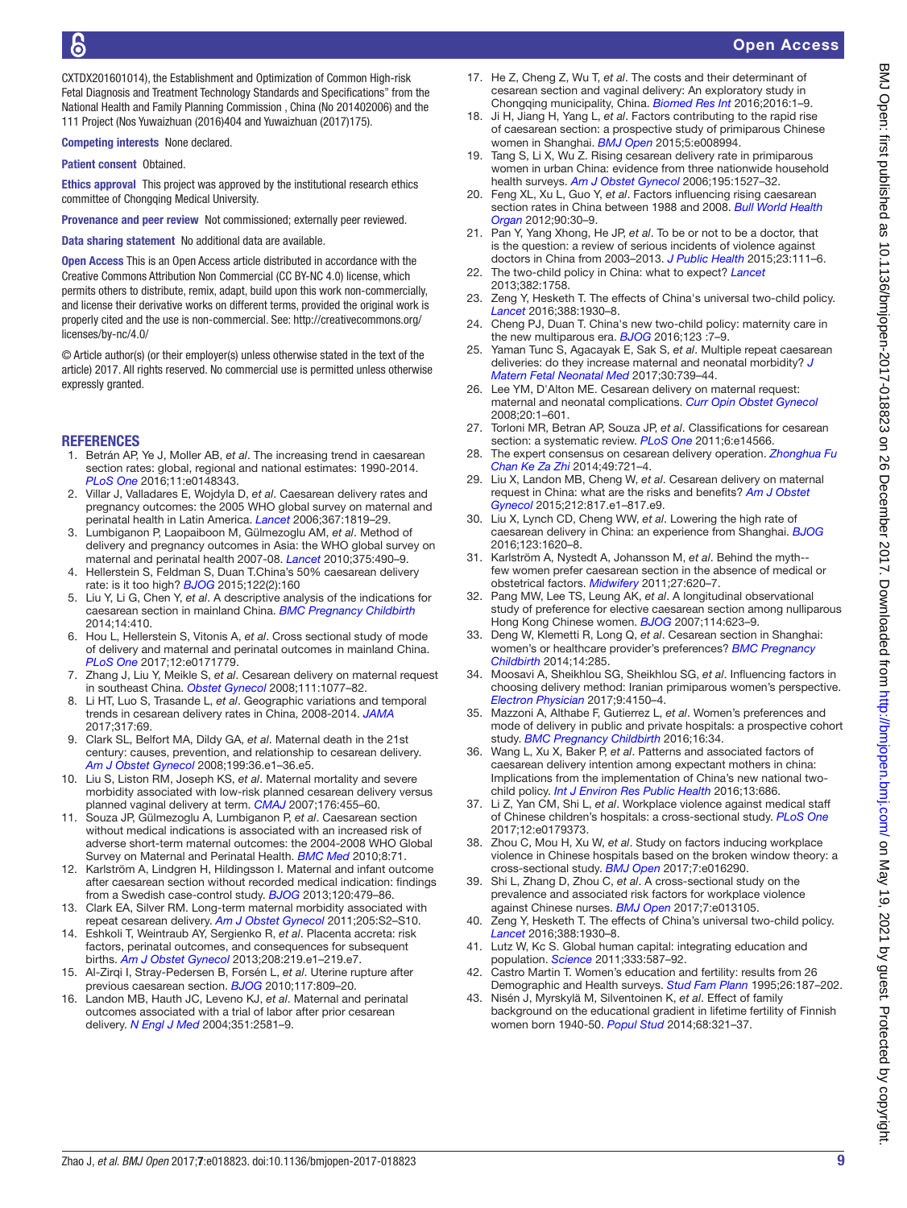CXTDX201601014), the Establishment and Optimization of Common High-risk Fetal Diagnosis and Treatment Technology Standards and Specifications" from the National Health and Family Planning Commission , China (No 201402006) and the 111 Project (Nos Yuwaizhuan (2016)404 and Yuwaizhuan (2017)175).

**Competing interests** None declared.

**Patient consent** Obtained.

**Ethics approval** This project was approved by the institutional research ethics committee of Chongqing Medical University.

**Provenance and peer review** Not commissioned; externally peer reviewed.

**Data sharing statement** No additional data are available.

**Open Access** This is an Open Access article distributed in accordance with the Creative Commons Attribution Non Commercial (CC BY-NC 4.0) license, which permits others to distribute, remix, adapt, build upon this work non-commercially, and license their derivative works on different terms, provided the original work is properly cited and the use is non-commercial. See: http://creativecommons.org/licenses/by-nc/4.0/

© Article author(s) (or their employer(s) unless otherwise stated in the text of the article) 2017. All rights reserved. No commercial use is permitted unless otherwise expressly granted.

## REFERENCES

1. Betrán AP, Ye J, Moller AB, *et al*. The increasing trend in caesarean section rates: global, regional and national estimates: 1990-2014. *PLoS One* 2016;11:e0148343.
2. Villar J, Valladares E, Wojdyla D, *et al*. Caesarean delivery rates and pregnancy outcomes: the 2005 WHO global survey on maternal and perinatal health in Latin America. *Lancet* 2006;367:1819–29.
3. Lumbiganon P, Laopaiboon M, Gülmezoglu AM, *et al*. Method of delivery and pregnancy outcomes in Asia: the WHO global survey on maternal and perinatal health 2007-08. *Lancet* 2010;375:490–9.
4. Hellerstein S, Feldman S, Duan T.China's 50% caesarean delivery rate: is it too high? *BJOG* 2015;122(2):160
5. Liu Y, Li G, Chen Y, *et al*. A descriptive analysis of the indications for caesarean section in mainland China. *BMC Pregnancy Childbirth* 2014;14:410.
6. Hou L, Hellerstein S, Vitonis A, *et al*. Cross sectional study of mode of delivery and maternal and perinatal outcomes in mainland China. *PLoS One* 2017;12:e0171779.
7. Zhang J, Liu Y, Meikle S, *et al*. Cesarean delivery on maternal request in southeast China. *Obstet Gynecol* 2008;111:1077–82.
8. Li HT, Luo S, Trasande L, *et al*. Geographic variations and temporal trends in cesarean delivery rates in China, 2008-2014. *JAMA* 2017;317:69.
9. Clark SL, Belfort MA, Dildy GA, *et al*. Maternal death in the 21st century: causes, prevention, and relationship to cesarean delivery. *Am J Obstet Gynecol* 2008;199:36.e1–36.e5.
10. Liu S, Liston RM, Joseph KS, *et al*. Maternal mortality and severe morbidity associated with low-risk planned cesarean delivery versus planned vaginal delivery at term. *CMAJ* 2007;176:455–60.
11. Souza JP, Gülmezoglu A, Lumbiganon P, *et al*. Caesarean section without medical indications is associated with an increased risk of adverse short-term maternal outcomes: the 2004-2008 WHO Global Survey on Maternal and Perinatal Health. *BMC Med* 2010;8:71.
12. Karlström A, Lindgren H, Hildingsson I. Maternal and infant outcome after caesarean section without recorded medical indication: findings from a Swedish case-control study. *BJOG* 2013;120:479–86.
13. Clark EA, Silver RM. Long-term maternal morbidity associated with repeat cesarean delivery. *Am J Obstet Gynecol* 2011;205:S2–S10.
14. Eshkoli T, Weintraub AY, Sergienko R, *et al*. Placenta accreta: risk factors, perinatal outcomes, and consequences for subsequent births. *Am J Obstet Gynecol* 2013;208:219.e1–219.e7.
15. Al-Zirqi I, Stray-Pedersen B, Forsén L, *et al*. Uterine rupture after previous caesarean section. *BJOG* 2010;117:809–20.
16. Landon MB, Hauth JC, Leveno KJ, *et al*. Maternal and perinatal outcomes associated with a trial of labor after prior cesarean delivery. *N Engl J Med* 2004;351:2581–9.
17. He Z, Cheng Z, Wu T, *et al*. The costs and their determinant of cesarean section and vaginal delivery: An exploratory study in Chongqing municipality, China. *Biomed Res Int* 2016;2016:1–9.
18. Ji H, Jiang H, Yang L, *et al*. Factors contributing to the rapid rise of caesarean section: a prospective study of primiparous Chinese women in Shanghai. *BMJ Open* 2015;5:e008994.
19. Tang S, Li X, Wu Z. Rising cesarean delivery rate in primiparous women in urban China: evidence from three nationwide household health surveys. *Am J Obstet Gynecol* 2006;195:1527–32.
20. Feng XL, Xu L, Guo Y, *et al*. Factors influencing rising caesarean section rates in China between 1988 and 2008. *Bull World Health Organ* 2012;90:30–9.
21. Pan Y, Yang Xhong, He JP, *et al*. To be or not to be a doctor, that is the question: a review of serious incidents of violence against doctors in China from 2003–2013. *J Public Health* 2015;23:111–6.
22. The two-child policy in China: what to expect? *Lancet* 2013;382:1758.
23. Zeng Y, Hesketh T. The effects of China's universal two-child policy. *Lancet* 2016;388:1930–8.
24. Cheng PJ, Duan T. China's new two-child policy: maternity care in the new multiparous era. *BJOG* 2016;123 :7–9.
25. Yaman Tunc S, Agacayak E, Sak S, *et al*. Multiple repeat caesarean deliveries: do they increase maternal and neonatal morbidity? *J Matern Fetal Neonatal Med* 2017;30:739–44.
26. Lee YM, D'Alton ME. Cesarean delivery on maternal request: maternal and neonatal complications. *Curr Opin Obstet Gynecol* 2008;20:1–601.
27. Torloni MR, Betran AP, Souza JP, *et al*. Classifications for cesarean section: a systematic review. *PLoS One* 2011;6:e14566.
28. The expert consensus on cesarean delivery operation. *Zhonghua Fu Chan Ke Za Zhi* 2014;49:721–4.
29. Liu X, Landon MB, Cheng W, *et al*. Cesarean delivery on maternal request in China: what are the risks and benefits? *Am J Obstet Gynecol* 2015;212:817.e1–817.e9.
30. Liu X, Lynch CD, Cheng WW, *et al*. Lowering the high rate of caesarean delivery in China: an experience from Shanghai. *BJOG* 2016;123:1620–8.
31. Karlström A, Nystedt A, Johansson M, *et al*. Behind the myth--few women prefer caesarean section in the absence of medical or obstetrical factors. *Midwifery* 2011;27:620–7.
32. Pang MW, Lee TS, Leung AK, *et al*. A longitudinal observational study of preference for elective caesarean section among nulliparous Hong Kong Chinese women. *BJOG* 2007;114:623–9.
33. Deng W, Klemetti R, Long Q, *et al*. Cesarean section in Shanghai: women's or healthcare provider's preferences? *BMC Pregnancy Childbirth* 2014;14:285.
34. Moosavi A, Sheikhlou SG, Sheikhlou SG, *et al*. Influencing factors in choosing delivery method: Iranian primiparous women's perspective. *Electron Physician* 2017;9:4150–4.
35. Mazzoni A, Althabe F, Gutierrez L, *et al*. Women's preferences and mode of delivery in public and private hospitals: a prospective cohort study. *BMC Pregnancy Childbirth* 2016;16:34.
36. Wang L, Xu X, Baker P, *et al*. Patterns and associated factors of caesarean delivery intention among expectant mothers in china: Implications from the implementation of China's new national two-child policy. *Int J Environ Res Public Health* 2016;13:686.
37. Li Z, Yan CM, Shi L, *et al*. Workplace violence against medical staff of Chinese children's hospitals: a cross-sectional study. *PLoS One* 2017;12:e0179373.
38. Zhou C, Mou H, Xu W, *et al*. Study on factors inducing workplace violence in Chinese hospitals based on the broken window theory: a cross-sectional study. *BMJ Open* 2017;7:e016290.
39. Shi L, Zhang D, Zhou C, *et al*. A cross-sectional study on the prevalence and associated risk factors for workplace violence against Chinese nurses. *BMJ Open* 2017;7:e013105.
40. Zeng Y, Hesketh T. The effects of China's universal two-child policy. *Lancet* 2016;388:1930–8.
41. Lutz W, Kc S. Global human capital: integrating education and population. *Science* 2011;333:587–92.
42. Castro Martin T. Women's education and fertility: results from 26 Demographic and Health surveys. *Stud Fam Plann* 1995;26:187–202.
43. Nisén J, Myrskylä M, Silventoinen K, *et al*. Effect of family background on the educational gradient in lifetime fertility of Finnish women born 1940-50. *Popul Stud* 2014;68:321–37.